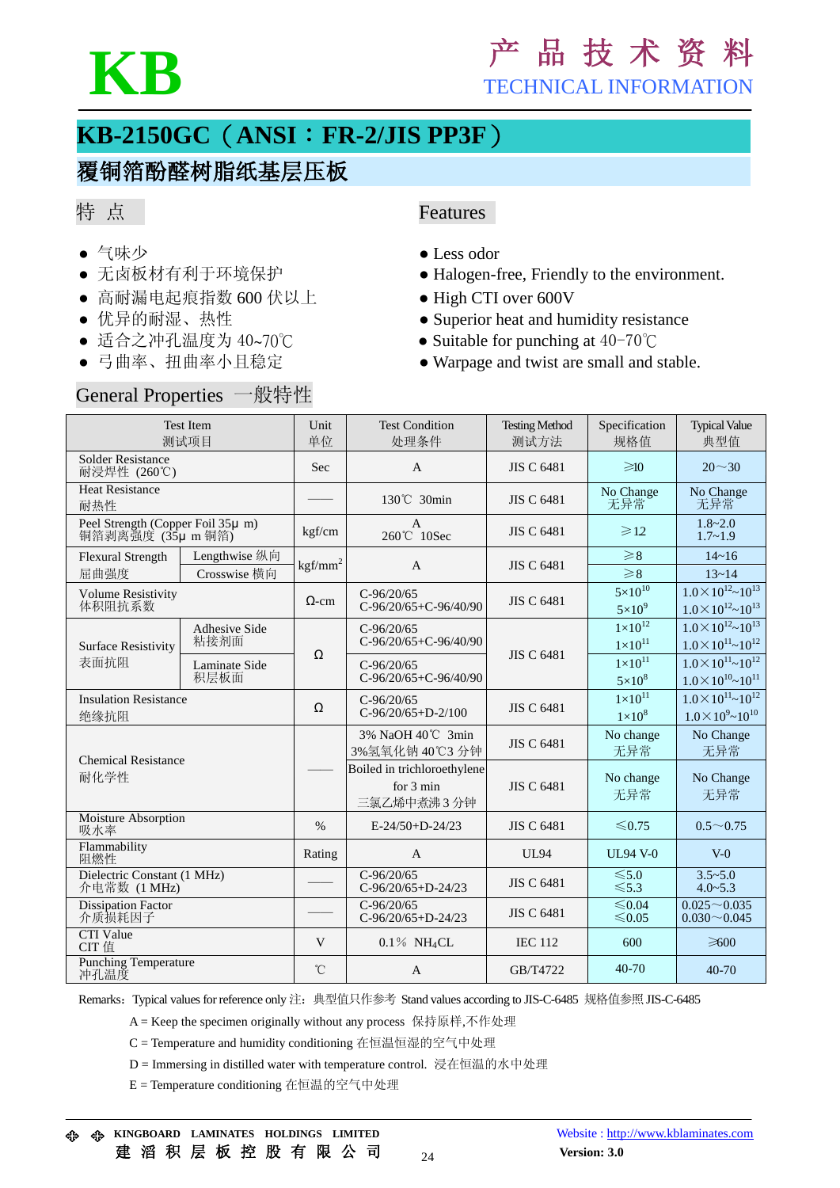# KB

## 产品技术资料
## TECHNICAL INFORMATION

# KB-2150GC（ANSI：FR-2/JIS PP3F）

## 覆铜箔酚醛树脂纸基层压板

### 特 点

- 气味少
- 无卤板材有利于环境保护
- 高耐漏电起痕指数 600 伏以上
- 优异的耐湿、热性
- 适合之冲孔温度为 40~70℃
- 弓曲率、扭曲率小且稳定

### Features

- Less odor
- Halogen-free, Friendly to the environment.
- High CTI over 600V
- Superior heat and humidity resistance
- Suitable for punching at 40-70℃
- Warpage and twist are small and stable.

### General Properties 一般特性

| Test Item 测试项目 | | Unit 单位 | Test Condition 处理条件 | Testing Method 测试方法 | Specification 规格值 | Typical Value 典型值 |
|---|---|---|---|---|---|---|
| Solder Resistance 耐浸焊性 (260℃) | | Sec | A | JIS C 6481 | ≥10 | 20～30 |
| Heat Resistance 耐热性 | | —— | 130℃ 30min | JIS C 6481 | No Change 无异常 | No Change 无异常 |
| Peel Strength (Copper Foil 35μ m) 铜箔剥离强度 (35μ m 铜箔) | | kgf/cm | A<br>260℃ 10Sec | JIS C 6481 | ≥12 | 1.8~2.0<br>1.7~1.9 |
| Flexural Strength 屈曲强度 | Lengthwise 纵向 | $kgf/mm^2$ | A | JIS C 6481 | ≥8 | 14~16 |
| | Crosswise 横向 | | | | ≥8 | 13~14 |
| Volume Resistivity 体积阻抗系数 | | Ω-cm | C-96/20/65<br>C-96/20/65+C-96/40/90 | JIS C 6481 | $5\times10^{10}$<br>$5\times10^{9}$ | $1.0\times10^{12}$~$10^{13}$<br>$1.0\times10^{12}$~$10^{13}$ |
| Surface Resistivity 表面抗阻 | Adhesive Side 粘接剂面 | Ω | C-96/20/65<br>C-96/20/65+C-96/40/90 | JIS C 6481 | $1\times10^{12}$<br>$1\times10^{11}$ | $1.0\times10^{12}$~$10^{13}$<br>$1.0\times10^{11}$~$10^{12}$ |
| | Laminate Side 积层板面 | | C-96/20/65<br>C-96/20/65+C-96/40/90 | | $1\times10^{11}$<br>$5\times10^{8}$ | $1.0\times10^{11}$~$10^{12}$<br>$1.0\times10^{10}$~$10^{11}$ |
| Insulation Resistance 绝缘抗阻 | | Ω | C-96/20/65<br>C-96/20/65+D-2/100 | JIS C 6481 | $1\times10^{11}$<br>$1\times10^{8}$ | $1.0\times10^{11}$~$10^{12}$<br>$1.0\times10^{9}$~$10^{10}$ |
| Chemical Resistance 耐化学性 | | —— | 3% NaOH 40℃ 3min<br>3%氢氧化钠 40℃3 分钟 | JIS C 6481 | No change 无异常 | No Change 无异常 |
| | | | Boiled in trichloroethylene for 3 min<br>三氯乙烯中煮沸 3 分钟 | JIS C 6481 | No change 无异常 | No Change 无异常 |
| Moisture Absorption 吸水率 | | % | E-24/50+D-24/23 | JIS C 6481 | ≤0.75 | 0.5～0.75 |
| Flammability 阻燃性 | | Rating | A | UL94 | UL94 V-0 | V-0 |
| Dielectric Constant (1 MHz) 介电常数 (1 MHz) | | —— | C-96/20/65<br>C-96/20/65+D-24/23 | JIS C 6481 | ≤5.0<br>≤5.3 | 3.5~5.0<br>4.0~5.3 |
| Dissipation Factor 介质损耗因子 | | —— | C-96/20/65<br>C-96/20/65+D-24/23 | JIS C 6481 | ≤0.04<br>≤0.05 | 0.025～0.035<br>0.030～0.045 |
| CTI Value CIT 值 | | V | 0.1% $NH_4CL$ | IEC 112 | 600 | ≥600 |
| Punching Temperature 冲孔温度 | | ℃ | A | GB/T4722 | 40-70 | 40-70 |

Remarks：Typical values for reference only 注：典型值只作参考 Stand values according to JIS-C-6485 规格值参照 JIS-C-6485

A = Keep the specimen originally without any process 保持原样,不作处理

C = Temperature and humidity conditioning 在恒温恒湿的空气中处理

D = Immersing in distilled water with temperature control. 浸在恒温的水中处理

E = Temperature conditioning 在恒温的空气中处理

KINGBOARD LAMINATES HOLDINGS LIMITED 建滔积层板控股有限公司

Website : http://www.kblaminates.com

Version: 3.0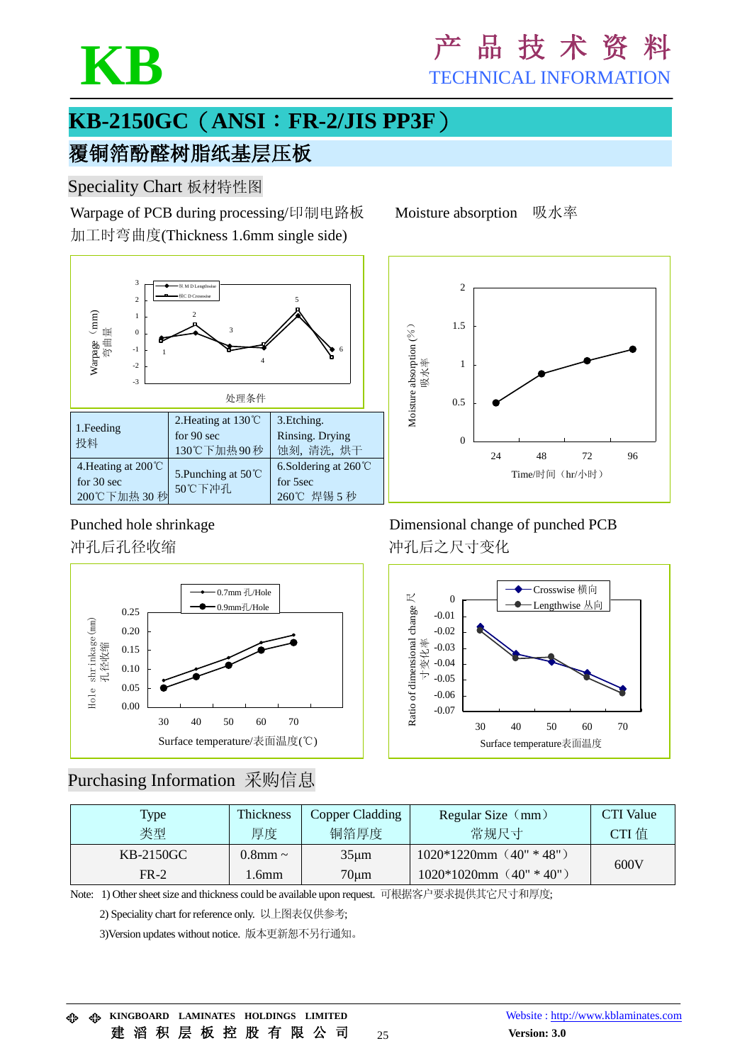# KB-2150GC（ANSI：FR-2/JIS PP3F）

## 覆铜箔酚醛树脂纸基层压板

### Speciality Chart 板材特性图

Warpage of PCB during processing/印制电路板加工时弯曲度(Thickness 1.6mm single side)

纵 M D Lengthwise
横C D Crosswise
Warpage（mm）弯曲量
3
2
1
0
-1
-2
-3
1 2 3 4 5 6
处理条件

| | | |
|---|---|---|
| 1.Feeding 投料 | 2.Heating at 130℃ for 90 sec 130℃下加热90秒 | 3.Etching. Rinsing. Drying 蚀刻，清洗，烘干 |
| 4.Heating at 200℃ for 30 sec 200℃下加热 30 秒 | 5.Punching at 50℃ 50℃下冲孔 | 6.Soldering at 260℃ for 5sec 260℃ 焊锡 5 秒 |

Moisture absorption 吸水率

Moisture absorption (%) 吸水率
2
1.5
1
0.5
0
24 48 72 96
Time/时间（hr/小时）

Punched hole shrinkage
冲孔后孔径收缩

0.7mm 孔/Hole
0.9mm孔/Hole
Hole shrinkage (mm) 孔径收缩
0.25
0.20
0.15
0.10
0.05
0.00
30 40 50 60 70
Surface temperature/表面温度(℃)

Dimensional change of punched PCB
冲孔后之尺寸变化

Crosswise 横向
Lengthwise 从向
Ratio of dimensional change 尺寸变化率
0
-0.01
-0.02
-0.03
-0.04
-0.05
-0.06
-0.07
30 40 50 60 70
Surface temperature表面温度

### Purchasing Information 采购信息

| Type 类型 | Thickness 厚度 | Copper Cladding 铜箔厚度 | Regular Size（mm）常规尺寸 | CTI Value CTI 值 |
|---|---|---|---|---|
| KB-2150GC FR-2 | 0.8mm ~ 1.6mm | 35μm 70μm | 1020*1220mm（40" * 48"）1020*1020mm（40" * 40"） | 600V |

Note: 1) Other sheet size and thickness could be available upon request. 可根据客户要求提供其它尺寸和厚度;

2) Speciality chart for reference only. 以上图表仅供参考;

3)Version updates without notice. 版本更新恕不另行通知。

KINGBOARD LAMINATES HOLDINGS LIMITED
建滔积层板控股有限公司

Website : http://www.kblaminates.com
Version: 3.0